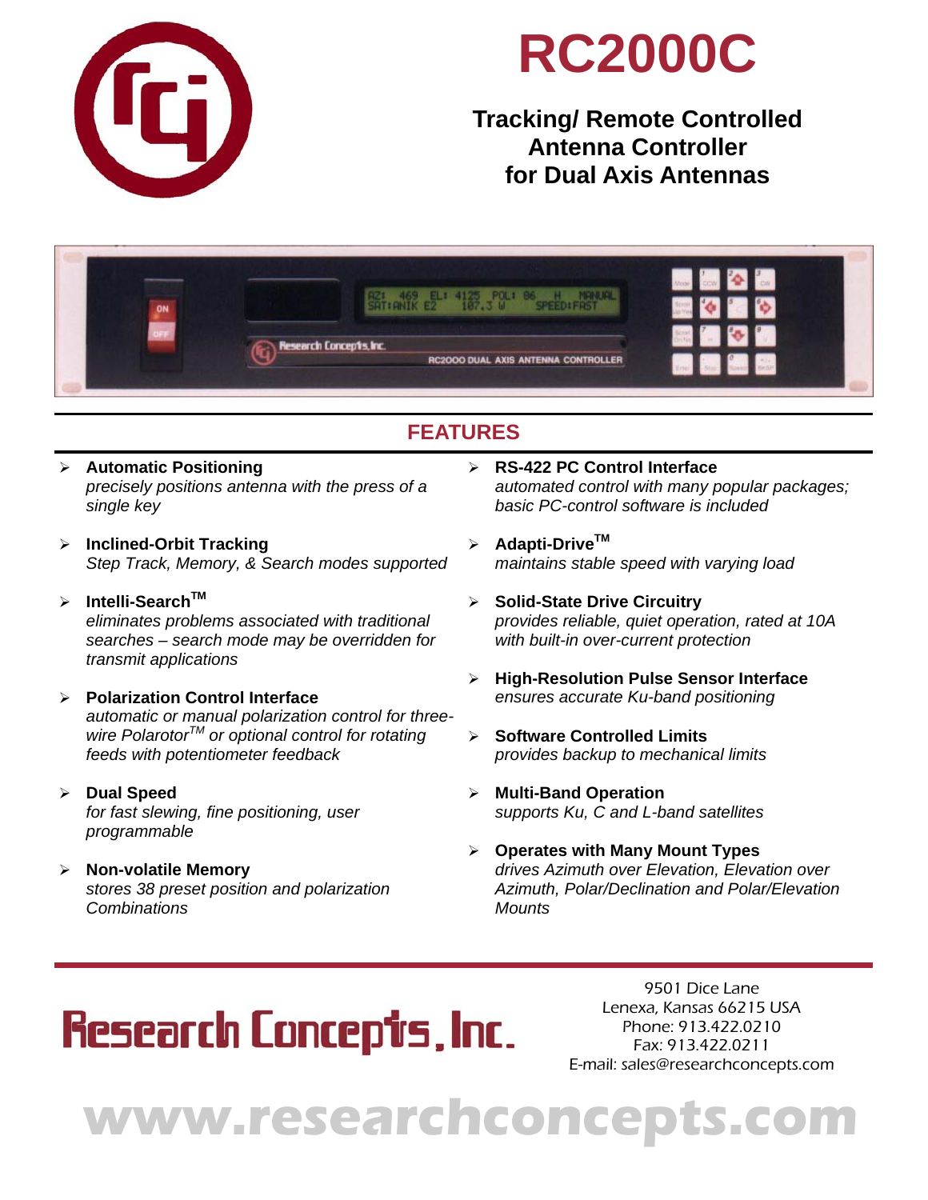# RC2000C

## Tracking/ Remote Controlled Antenna Controller for Dual Axis Antennas

## FEATURES

- **Automatic Positioning**
  *precisely positions antenna with the press of a single key*

- **Inclined-Orbit Tracking**
  *Step Track, Memory, & Search modes supported*

- **Intelli-Search™**
  *eliminates problems associated with traditional searches – search mode may be overridden for transmit applications*

- **Polarization Control Interface**
  *automatic or manual polarization control for three-wire Polarotor™ or optional control for rotating feeds with potentiometer feedback*

- **Dual Speed**
  *for fast slewing, fine positioning, user programmable*

- **Non-volatile Memory**
  *stores 38 preset position and polarization Combinations*

- **RS-422 PC Control Interface**
  *automated control with many popular packages; basic PC-control software is included*

- **Adapti-Drive™**
  *maintains stable speed with varying load*

- **Solid-State Drive Circuitry**
  *provides reliable, quiet operation, rated at 10A with built-in over-current protection*

- **High-Resolution Pulse Sensor Interface**
  *ensures accurate Ku-band positioning*

- **Software Controlled Limits**
  *provides backup to mechanical limits*

- **Multi-Band Operation**
  *supports Ku, C and L-band satellites*

- **Operates with Many Mount Types**
  *drives Azimuth over Elevation, Elevation over Azimuth, Polar/Declination and Polar/Elevation Mounts*

**Research Concepts, Inc.**

9501 Dice Lane
Lenexa, Kansas 66215 USA
Phone: 913.422.0210
Fax: 913.422.0211
E-mail: sales@researchconcepts.com

**www.researchconcepts.com**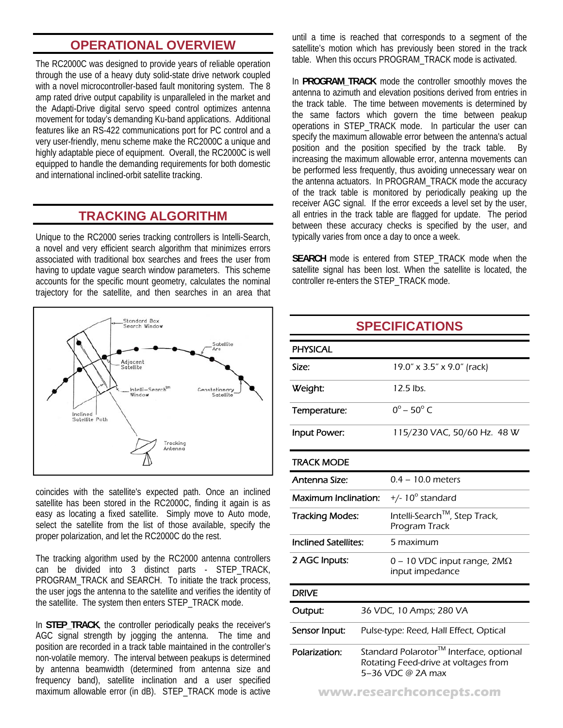## OPERATIONAL OVERVIEW

The RC2000C was designed to provide years of reliable operation through the use of a heavy duty solid-state drive network coupled with a novel microcontroller-based fault monitoring system. The 8 amp rated drive output capability is unparalleled in the market and the Adapti-Drive digital servo speed control optimizes antenna movement for today's demanding Ku-band applications. Additional features like an RS-422 communications port for PC control and a very user-friendly, menu scheme make the RC2000C a unique and highly adaptable piece of equipment. Overall, the RC2000C is well equipped to handle the demanding requirements for both domestic and international inclined-orbit satellite tracking.

## TRACKING ALGORITHM

Unique to the RC2000 series tracking controllers is Intelli-Search, a novel and very efficient search algorithm that minimizes errors associated with traditional box searches and frees the user from having to update vague search window parameters. This scheme accounts for the specific mount geometry, calculates the nominal trajectory for the satellite, and then searches in an area that coincides with the satellite's expected path. Once an inclined satellite has been stored in the RC2000C, finding it again is as easy as locating a fixed satellite. Simply move to Auto mode, select the satellite from the list of those available, specify the proper polarization, and let the RC2000C do the rest.

Standard Box Search Window
Satellite Arc
Adjacent Satellite
Intelli-Search™ Window
Geostationary Satellite
Inclined Satellite Path
Tracking Antenna

The tracking algorithm used by the RC2000 antenna controllers can be divided into 3 distinct parts - STEP_TRACK, PROGRAM_TRACK and SEARCH. To initiate the track process, the user jogs the antenna to the satellite and verifies the identity of the satellite. The system then enters STEP_TRACK mode.

In **STEP_TRACK**, the controller periodically peaks the receiver's AGC signal strength by jogging the antenna. The time and position are recorded in a track table maintained in the controller's non-volatile memory. The interval between peakups is determined by antenna beamwidth (determined from antenna size and frequency band), satellite inclination and a user specified maximum allowable error (in dB). STEP_TRACK mode is active until a time is reached that corresponds to a segment of the satellite's motion which has previously been stored in the track table. When this occurs PROGRAM_TRACK mode is activated.

In **PROGRAM_TRACK** mode the controller smoothly moves the antenna to azimuth and elevation positions derived from entries in the track table. The time between movements is determined by the same factors which govern the time between peakup operations in STEP_TRACK mode. In particular the user can specify the maximum allowable error between the antenna's actual position and the position specified by the track table. By increasing the maximum allowable error, antenna movements can be performed less frequently, thus avoiding unnecessary wear on the antenna actuators. In PROGRAM_TRACK mode the accuracy of the track table is monitored by periodically peaking up the receiver AGC signal. If the error exceeds a level set by the user, all entries in the track table are flagged for update. The period between these accuracy checks is specified by the user, and typically varies from once a day to once a week.

**SEARCH** mode is entered from STEP_TRACK mode when the satellite signal has been lost. When the satellite is located, the controller re-enters the STEP_TRACK mode.

## SPECIFICATIONS

| | |
|---|---|
| **PHYSICAL** | |
| Size: | 19.0″ x 3.5″ x 9.0″ (rack) |
| Weight: | 12.5 lbs. |
| Temperature: | $0^{o} – 50^{o}$ C |
| Input Power: | 115/230 VAC, 50/60 Hz. 48 W |
| **TRACK MODE** | |
| Antenna Size: | 0.4 – 10.0 meters |
| Maximum Inclination: | +/- $10^{o}$ standard |
| Tracking Modes: | Intelli-Search™, Step Track, Program Track |
| Inclined Satellites: | 5 maximum |
| 2 AGC Inputs: | 0 – 10 VDC input range, 2MΩ input impedance |
| **DRIVE** | |
| Output: | 36 VDC, 10 Amps; 280 VA |
| Sensor Input: | Pulse-type: Reed, Hall Effect, Optical |
| Polarization: | Standard Polarotor™ Interface, optional Rotating Feed-drive at voltages from 5–36 VDC @ 2A max |

www.researchconcepts.com